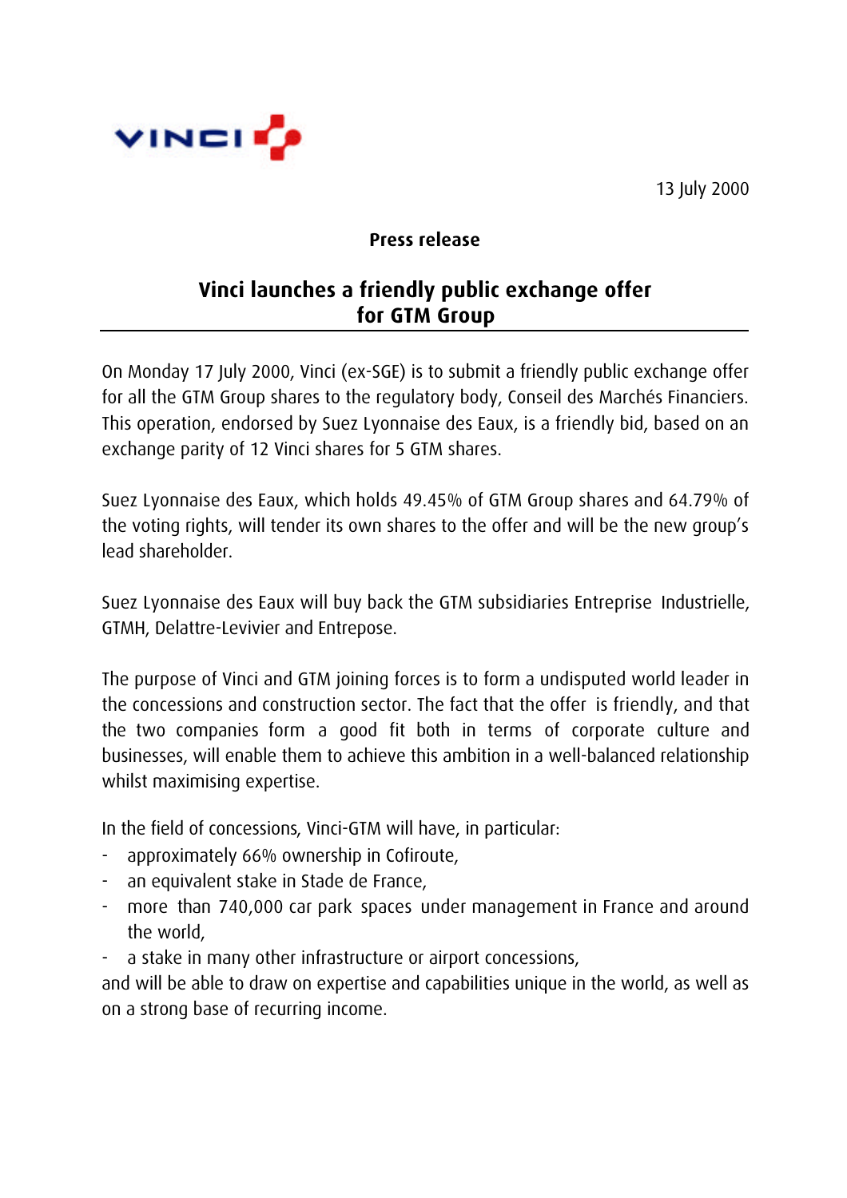VINCI

13 July 2000

**Press release**

# Vinci launches a friendly public exchange offer for GTM Group

On Monday 17 July 2000, Vinci (ex-SGE) is to submit a friendly public exchange offer for all the GTM Group shares to the regulatory body, Conseil des Marchés Financiers. This operation, endorsed by Suez Lyonnaise des Eaux, is a friendly bid, based on an exchange parity of 12 Vinci shares for 5 GTM shares.

Suez Lyonnaise des Eaux, which holds 49.45% of GTM Group shares and 64.79% of the voting rights, will tender its own shares to the offer and will be the new group's lead shareholder.

Suez Lyonnaise des Eaux will buy back the GTM subsidiaries Entreprise Industrielle, GTMH, Delattre-Levivier and Entrepose.

The purpose of Vinci and GTM joining forces is to form a undisputed world leader in the concessions and construction sector. The fact that the offer is friendly, and that the two companies form a good fit both in terms of corporate culture and businesses, will enable them to achieve this ambition in a well-balanced relationship whilst maximising expertise.

In the field of concessions, Vinci-GTM will have, in particular:

- approximately 66% ownership in Cofiroute,
- an equivalent stake in Stade de France,
- more than 740,000 car park spaces under management in France and around the world,
- a stake in many other infrastructure or airport concessions,

and will be able to draw on expertise and capabilities unique in the world, as well as on a strong base of recurring income.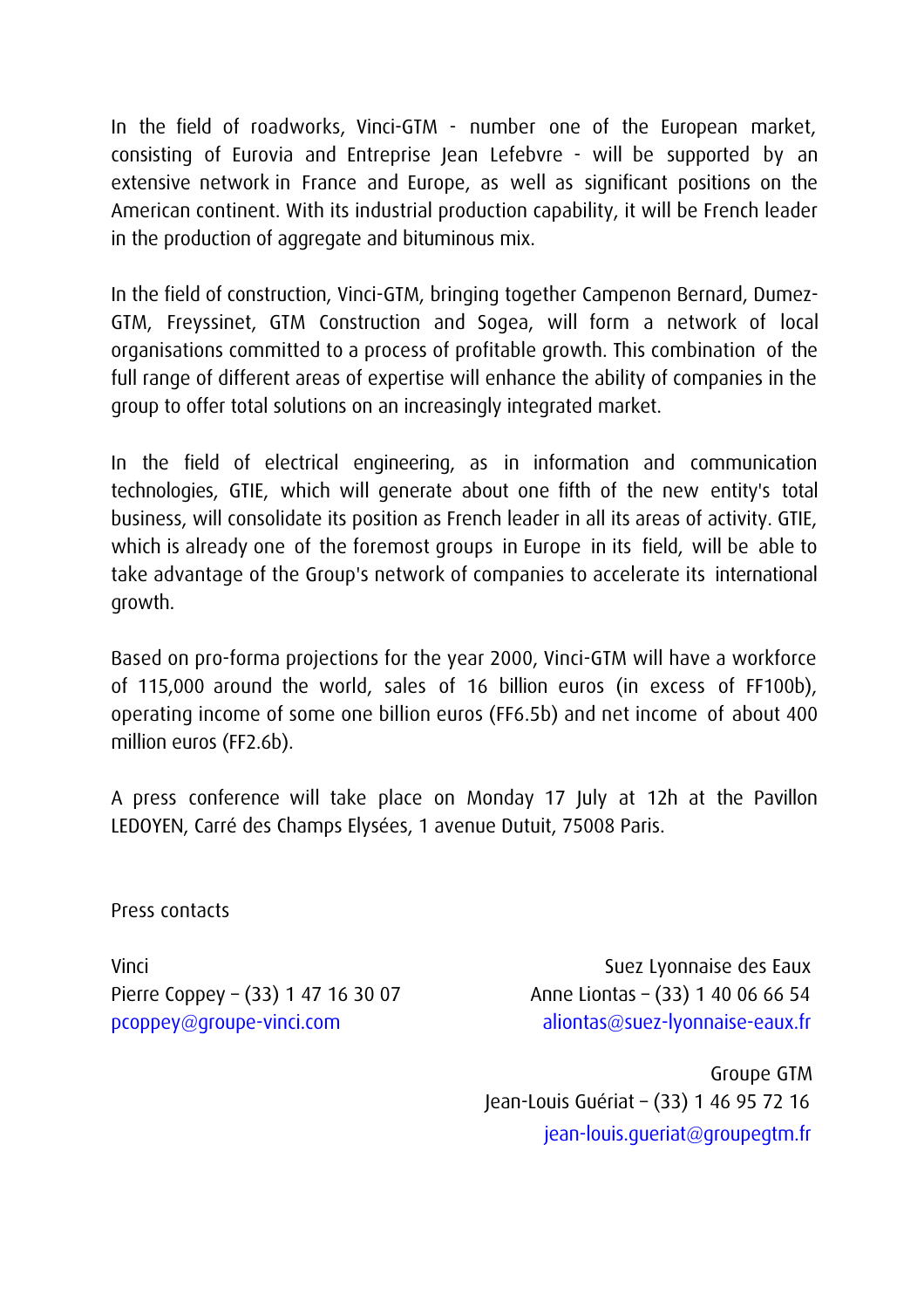In the field of roadworks, Vinci-GTM - number one of the European market, consisting of Eurovia and Entreprise Jean Lefebvre - will be supported by an extensive network in France and Europe, as well as significant positions on the American continent. With its industrial production capability, it will be French leader in the production of aggregate and bituminous mix.

In the field of construction, Vinci-GTM, bringing together Campenon Bernard, Dumez-GTM, Freyssinet, GTM Construction and Sogea, will form a network of local organisations committed to a process of profitable growth. This combination of the full range of different areas of expertise will enhance the ability of companies in the group to offer total solutions on an increasingly integrated market.

In the field of electrical engineering, as in information and communication technologies, GTIE, which will generate about one fifth of the new entity's total business, will consolidate its position as French leader in all its areas of activity. GTIE, which is already one of the foremost groups in Europe in its field, will be able to take advantage of the Group's network of companies to accelerate its international growth.

Based on pro-forma projections for the year 2000, Vinci-GTM will have a workforce of 115,000 around the world, sales of 16 billion euros (in excess of FF100b), operating income of some one billion euros (FF6.5b) and net income of about 400 million euros (FF2.6b).

A press conference will take place on Monday 17 July at 12h at the Pavillon LEDOYEN, Carré des Champs Elysées, 1 avenue Dutuit, 75008 Paris.

Press contacts

Vinci
Pierre Coppey – (33) 1 47 16 30 07
pcoppey@groupe-vinci.com

Suez Lyonnaise des Eaux
Anne Liontas – (33) 1 40 06 66 54
aliontas@suez-lyonnaise-eaux.fr

Groupe GTM
Jean-Louis Guériat – (33) 1 46 95 72 16
jean-louis.gueriat@groupegtm.fr